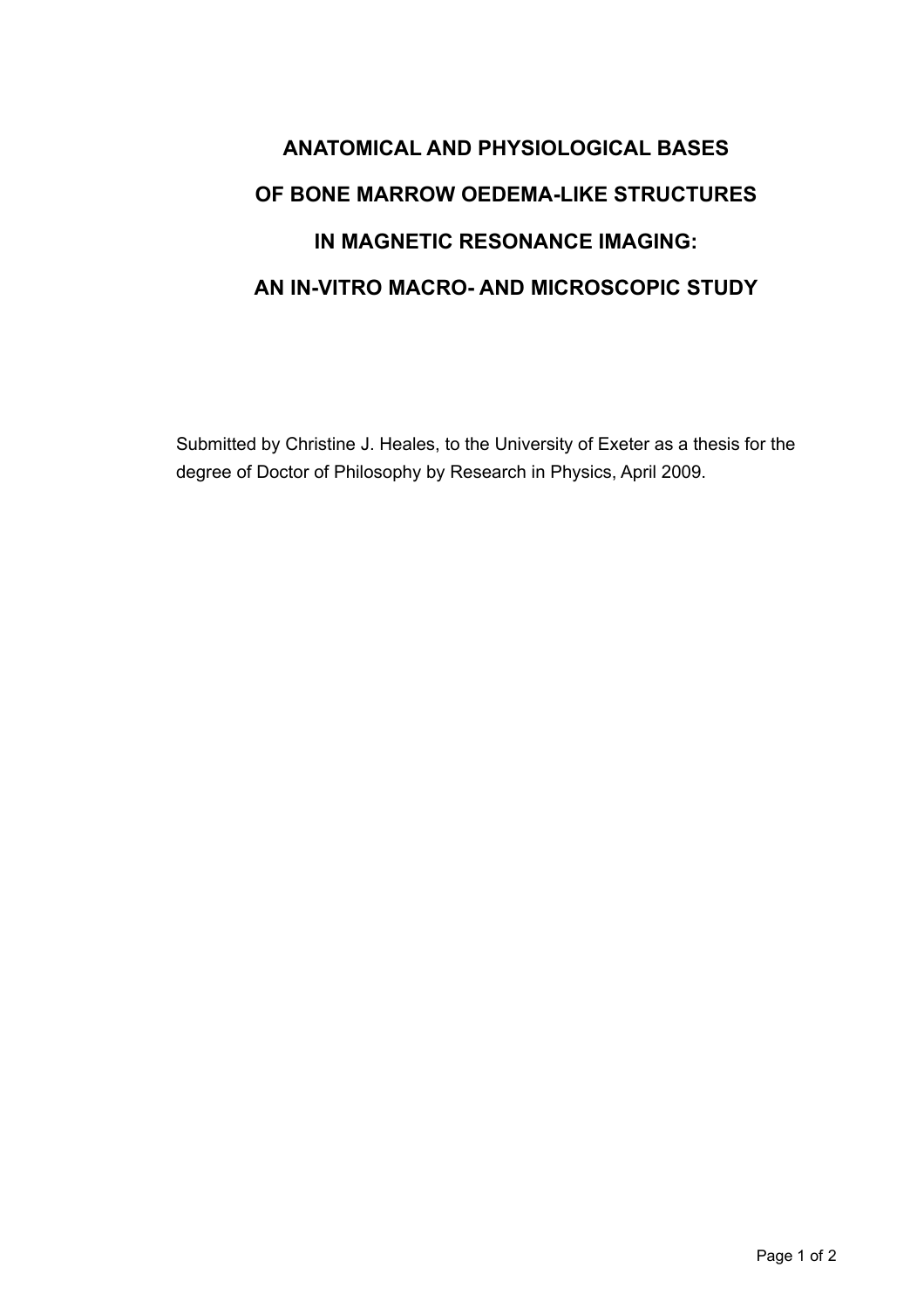# ANATOMICAL AND PHYSIOLOGICAL BASES OF BONE MARROW OEDEMA-LIKE STRUCTURES IN MAGNETIC RESONANCE IMAGING: AN IN-VITRO MACRO- AND MICROSCOPIC STUDY

Submitted by Christine J. Heales, to the University of Exeter as a thesis for the degree of Doctor of Philosophy by Research in Physics, April 2009.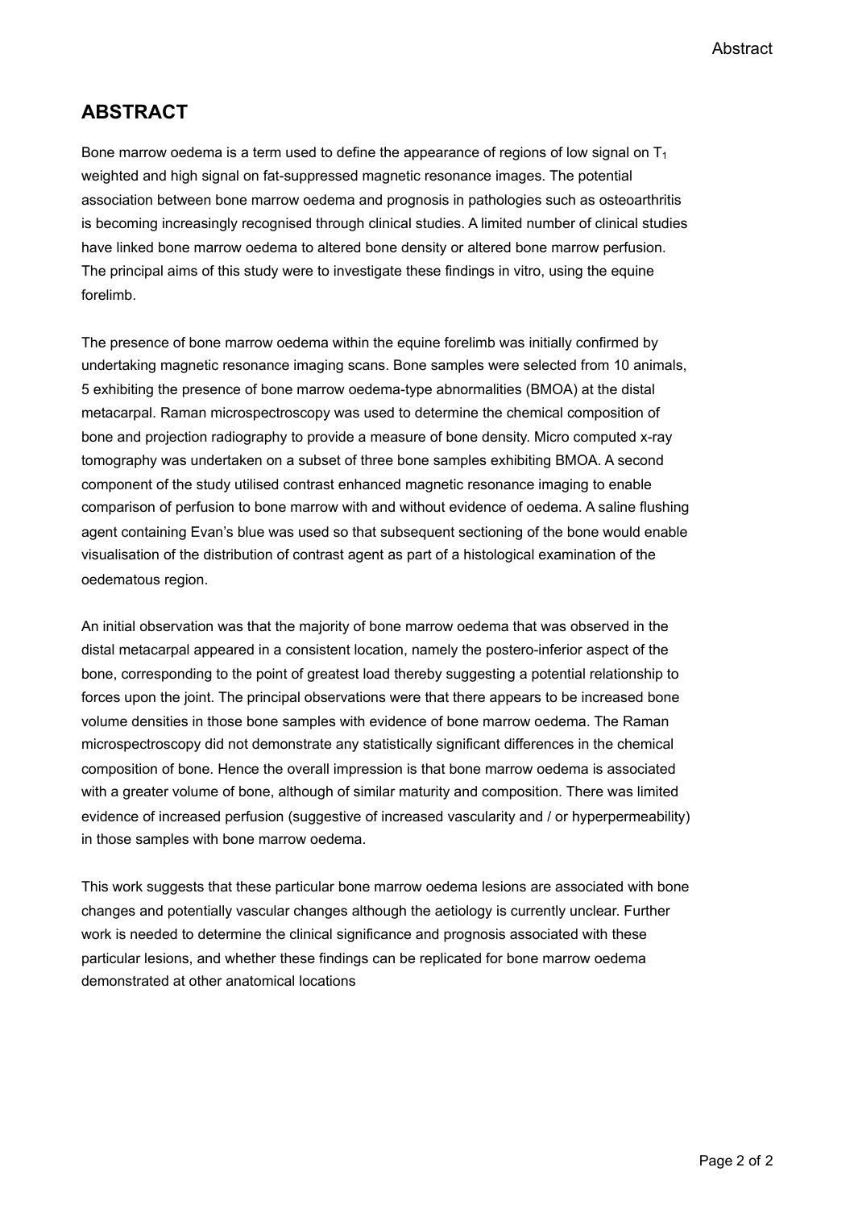## ABSTRACT

Bone marrow oedema is a term used to define the appearance of regions of low signal on $T_1$ weighted and high signal on fat-suppressed magnetic resonance images. The potential association between bone marrow oedema and prognosis in pathologies such as osteoarthritis is becoming increasingly recognised through clinical studies. A limited number of clinical studies have linked bone marrow oedema to altered bone density or altered bone marrow perfusion. The principal aims of this study were to investigate these findings in vitro, using the equine forelimb.

The presence of bone marrow oedema within the equine forelimb was initially confirmed by undertaking magnetic resonance imaging scans. Bone samples were selected from 10 animals, 5 exhibiting the presence of bone marrow oedema-type abnormalities (BMOA) at the distal metacarpal. Raman microspectroscopy was used to determine the chemical composition of bone and projection radiography to provide a measure of bone density. Micro computed x-ray tomography was undertaken on a subset of three bone samples exhibiting BMOA. A second component of the study utilised contrast enhanced magnetic resonance imaging to enable comparison of perfusion to bone marrow with and without evidence of oedema. A saline flushing agent containing Evan's blue was used so that subsequent sectioning of the bone would enable visualisation of the distribution of contrast agent as part of a histological examination of the oedematous region.

An initial observation was that the majority of bone marrow oedema that was observed in the distal metacarpal appeared in a consistent location, namely the postero-inferior aspect of the bone, corresponding to the point of greatest load thereby suggesting a potential relationship to forces upon the joint. The principal observations were that there appears to be increased bone volume densities in those bone samples with evidence of bone marrow oedema. The Raman microspectroscopy did not demonstrate any statistically significant differences in the chemical composition of bone. Hence the overall impression is that bone marrow oedema is associated with a greater volume of bone, although of similar maturity and composition. There was limited evidence of increased perfusion (suggestive of increased vascularity and / or hyperpermeability) in those samples with bone marrow oedema.

This work suggests that these particular bone marrow oedema lesions are associated with bone changes and potentially vascular changes although the aetiology is currently unclear. Further work is needed to determine the clinical significance and prognosis associated with these particular lesions, and whether these findings can be replicated for bone marrow oedema demonstrated at other anatomical locations